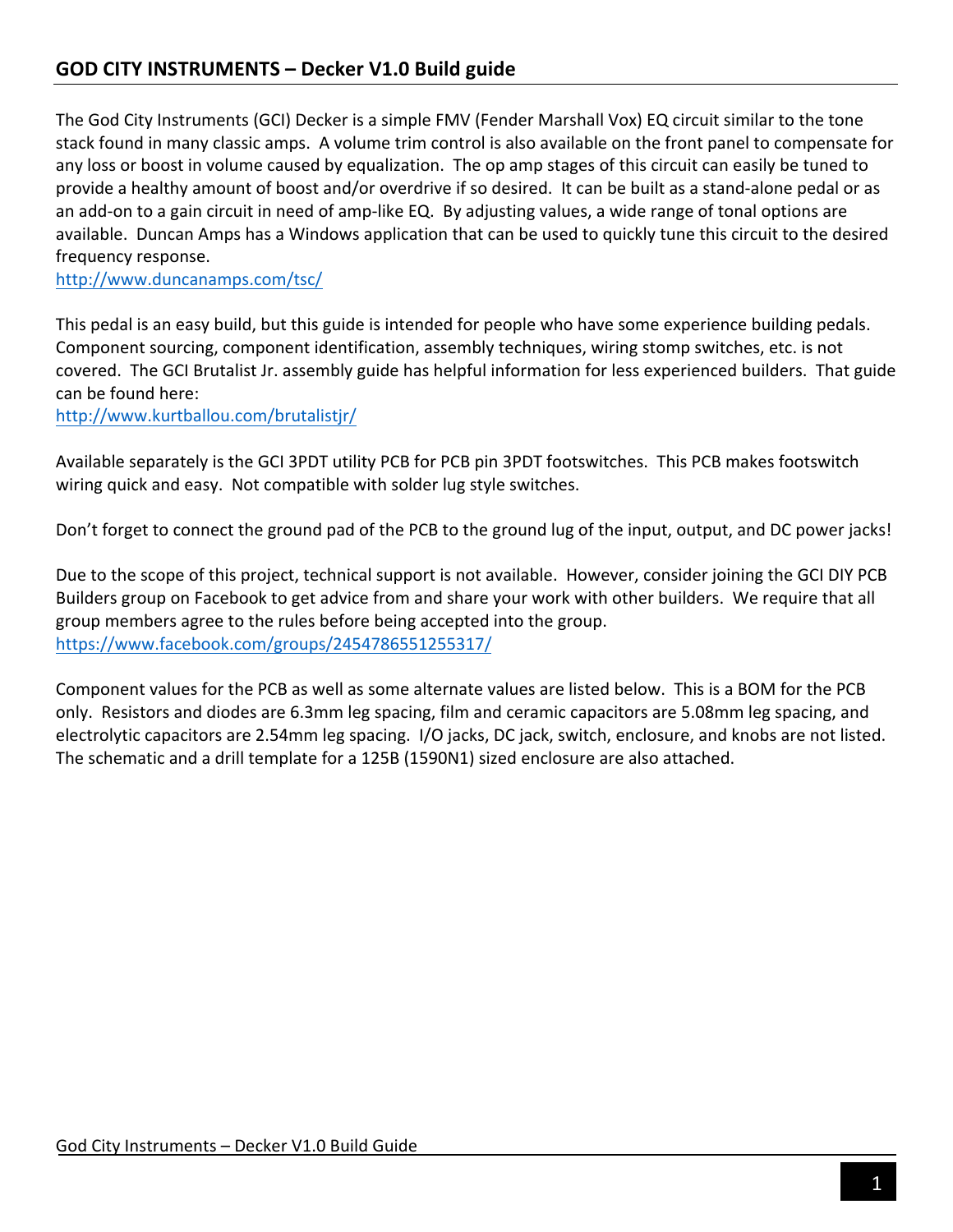# GOD CITY INSTRUMENTS – Decker V1.0 Build guide

The God City Instruments (GCI) Decker is a simple FMV (Fender Marshall Vox) EQ circuit similar to the tone stack found in many classic amps. A volume trim control is also available on the front panel to compensate for any loss or boost in volume caused by equalization. The op amp stages of this circuit can easily be tuned to provide a healthy amount of boost and/or overdrive if so desired. It can be built as a stand-alone pedal or as an add-on to a gain circuit in need of amp-like EQ. By adjusting values, a wide range of tonal options are available. Duncan Amps has a Windows application that can be used to quickly tune this circuit to the desired frequency response.
http://www.duncanamps.com/tsc/

This pedal is an easy build, but this guide is intended for people who have some experience building pedals. Component sourcing, component identification, assembly techniques, wiring stomp switches, etc. is not covered. The GCI Brutalist Jr. assembly guide has helpful information for less experienced builders. That guide can be found here:
http://www.kurtballou.com/brutalistjr/

Available separately is the GCI 3PDT utility PCB for PCB pin 3PDT footswitches. This PCB makes footswitch wiring quick and easy. Not compatible with solder lug style switches.

Don't forget to connect the ground pad of the PCB to the ground lug of the input, output, and DC power jacks!

Due to the scope of this project, technical support is not available. However, consider joining the GCI DIY PCB Builders group on Facebook to get advice from and share your work with other builders. We require that all group members agree to the rules before being accepted into the group.
https://www.facebook.com/groups/2454786551255317/

Component values for the PCB as well as some alternate values are listed below. This is a BOM for the PCB only. Resistors and diodes are 6.3mm leg spacing, film and ceramic capacitors are 5.08mm leg spacing, and electrolytic capacitors are 2.54mm leg spacing. I/O jacks, DC jack, switch, enclosure, and knobs are not listed. The schematic and a drill template for a 125B (1590N1) sized enclosure are also attached.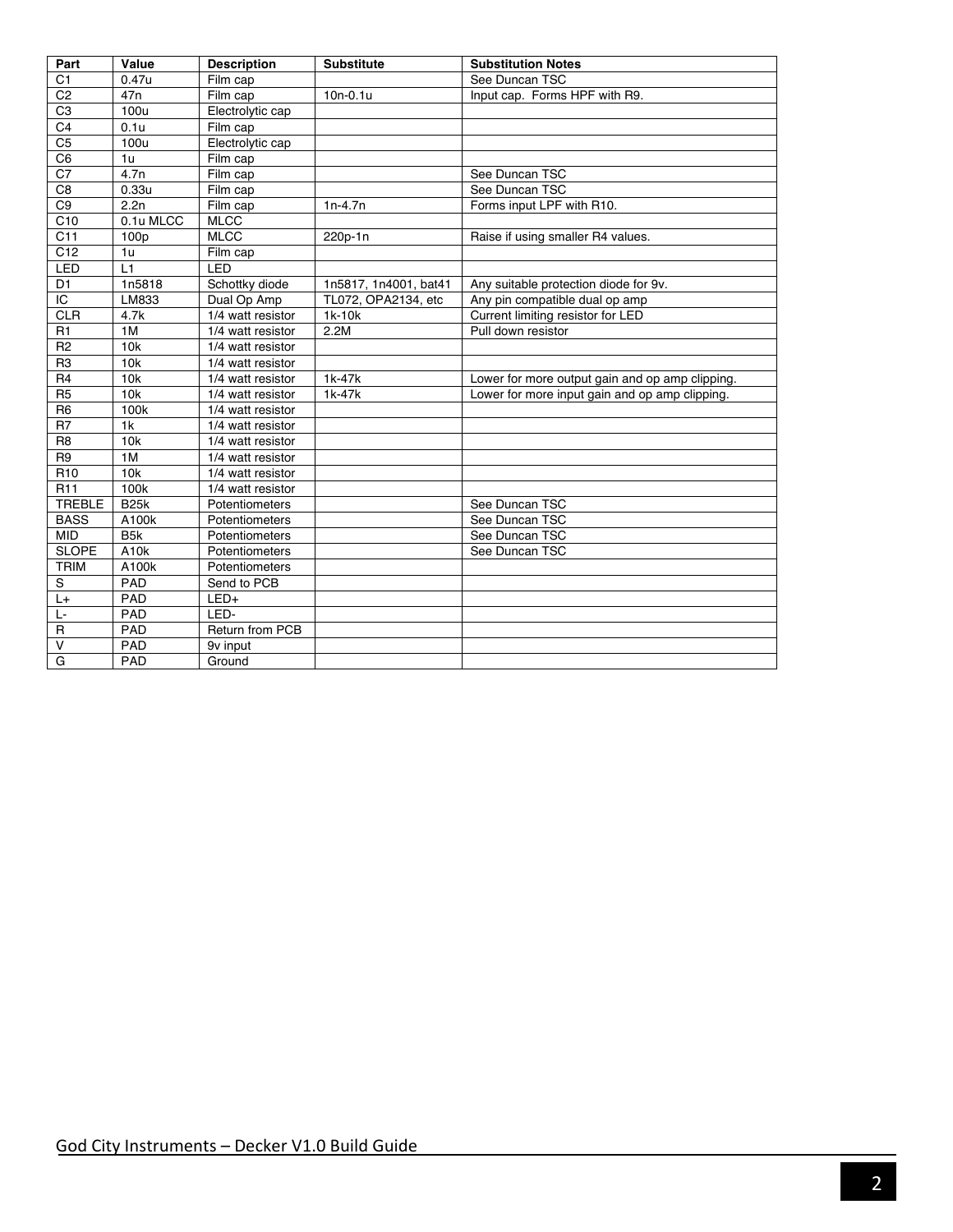| Part | Value | Description | Substitute | Substitution Notes |
| --- | --- | --- | --- | --- |
| C1 | 0.47u | Film cap | | See Duncan TSC |
| C2 | 47n | Film cap | 10n-0.1u | Input cap. Forms HPF with R9. |
| C3 | 100u | Electrolytic cap | | |
| C4 | 0.1u | Film cap | | |
| C5 | 100u | Electrolytic cap | | |
| C6 | 1u | Film cap | | |
| C7 | 4.7n | Film cap | | See Duncan TSC |
| C8 | 0.33u | Film cap | | See Duncan TSC |
| C9 | 2.2n | Film cap | 1n-4.7n | Forms input LPF with R10. |
| C10 | 0.1u MLCC | MLCC | | |
| C11 | 100p | MLCC | 220p-1n | Raise if using smaller R4 values. |
| C12 | 1u | Film cap | | |
| LED | L1 | LED | | |
| D1 | 1n5818 | Schottky diode | 1n5817, 1n4001, bat41 | Any suitable protection diode for 9v. |
| IC | LM833 | Dual Op Amp | TL072, OPA2134, etc | Any pin compatible dual op amp |
| CLR | 4.7k | 1/4 watt resistor | 1k-10k | Current limiting resistor for LED |
| R1 | 1M | 1/4 watt resistor | 2.2M | Pull down resistor |
| R2 | 10k | 1/4 watt resistor | | |
| R3 | 10k | 1/4 watt resistor | | |
| R4 | 10k | 1/4 watt resistor | 1k-47k | Lower for more output gain and op amp clipping. |
| R5 | 10k | 1/4 watt resistor | 1k-47k | Lower for more input gain and op amp clipping. |
| R6 | 100k | 1/4 watt resistor | | |
| R7 | 1k | 1/4 watt resistor | | |
| R8 | 10k | 1/4 watt resistor | | |
| R9 | 1M | 1/4 watt resistor | | |
| R10 | 10k | 1/4 watt resistor | | |
| R11 | 100k | 1/4 watt resistor | | |
| TREBLE | B25k | Potentiometers | | See Duncan TSC |
| BASS | A100k | Potentiometers | | See Duncan TSC |
| MID | B5k | Potentiometers | | See Duncan TSC |
| SLOPE | A10k | Potentiometers | | See Duncan TSC |
| TRIM | A100k | Potentiometers | | |
| S | PAD | Send to PCB | | |
| L+ | PAD | LED+ | | |
| L- | PAD | LED- | | |
| R | PAD | Return from PCB | | |
| V | PAD | 9v input | | |
| G | PAD | Ground | | |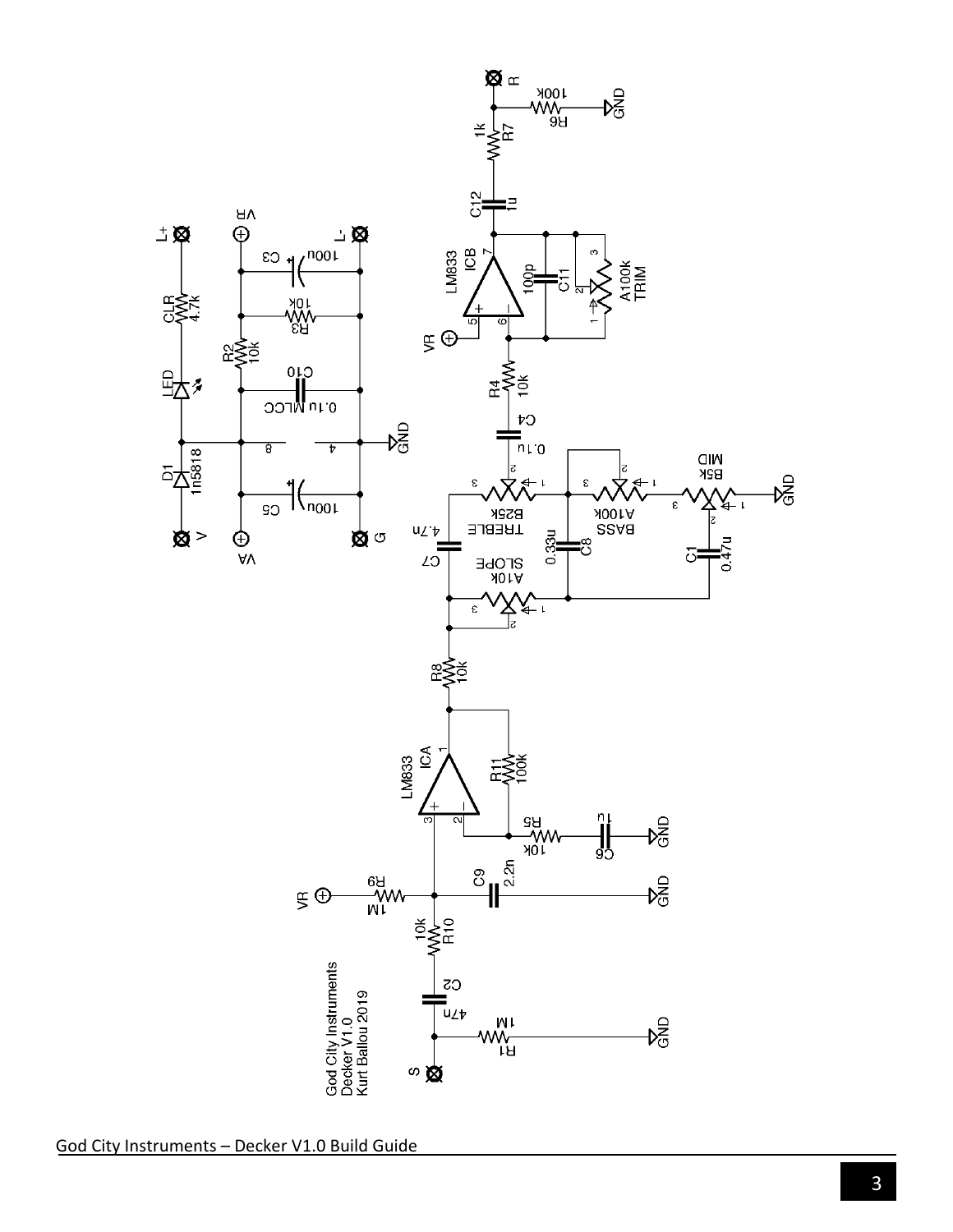God City Instruments
Decker V1.0
Kurt Ballou 2019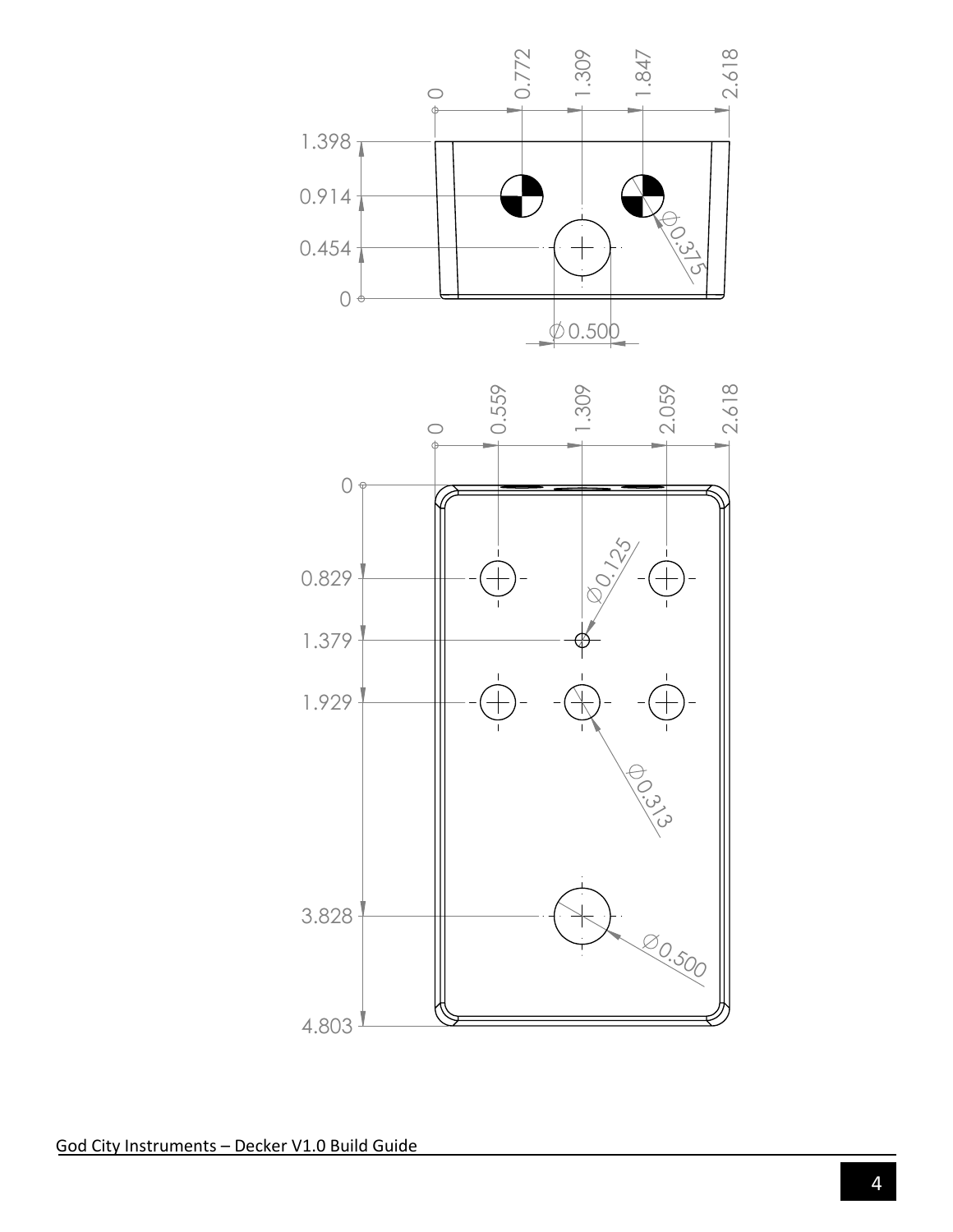0
0.772
1.309
1.847
2.618

1.398
0.914
0.454
0

Ø0.375
Ø0.500

0
0.559
1.309
2.059
2.618

0
0.829
1.379
1.929
3.828
4.803

Ø0.125
Ø0.313
Ø0.500